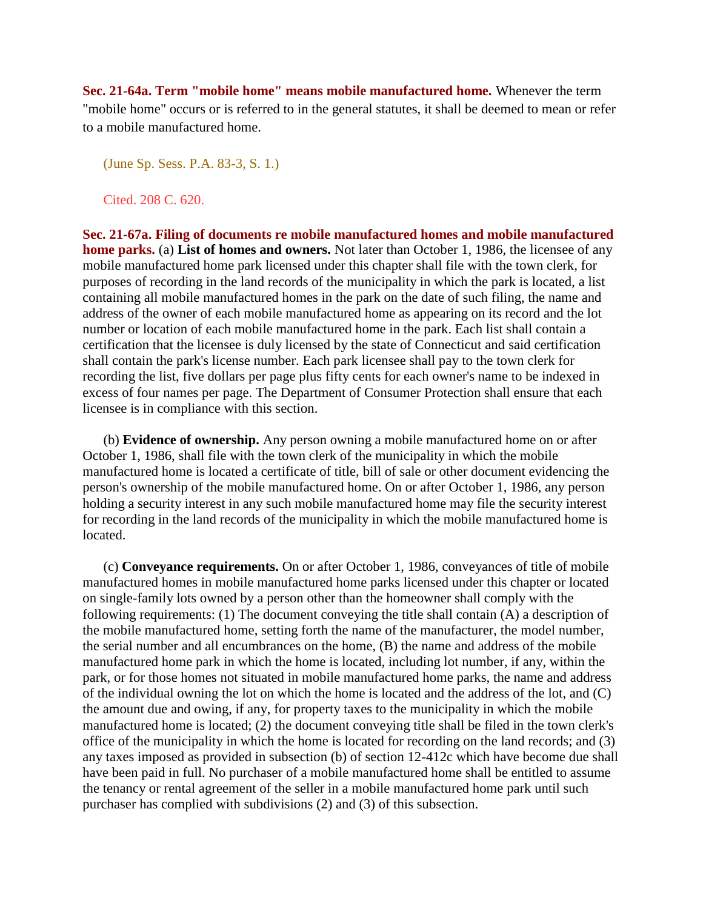**Sec. 21-64a. Term "mobile home" means mobile manufactured home.** Whenever the term "mobile home" occurs or is referred to in the general statutes, it shall be deemed to mean or refer to a mobile manufactured home.

(June Sp. Sess. P.A. 83-3, S. 1.)

Cited. 208 C. 620.

**Sec. 21-67a. Filing of documents re mobile manufactured homes and mobile manufactured home parks.** (a) **List of homes and owners.** Not later than October 1, 1986, the licensee of any mobile manufactured home park licensed under this chapter shall file with the town clerk, for purposes of recording in the land records of the municipality in which the park is located, a list containing all mobile manufactured homes in the park on the date of such filing, the name and address of the owner of each mobile manufactured home as appearing on its record and the lot number or location of each mobile manufactured home in the park. Each list shall contain a certification that the licensee is duly licensed by the state of Connecticut and said certification shall contain the park's license number. Each park licensee shall pay to the town clerk for recording the list, five dollars per page plus fifty cents for each owner's name to be indexed in excess of four names per page. The Department of Consumer Protection shall ensure that each licensee is in compliance with this section.

(b) **Evidence of ownership.** Any person owning a mobile manufactured home on or after October 1, 1986, shall file with the town clerk of the municipality in which the mobile manufactured home is located a certificate of title, bill of sale or other document evidencing the person's ownership of the mobile manufactured home. On or after October 1, 1986, any person holding a security interest in any such mobile manufactured home may file the security interest for recording in the land records of the municipality in which the mobile manufactured home is located.

(c) **Conveyance requirements.** On or after October 1, 1986, conveyances of title of mobile manufactured homes in mobile manufactured home parks licensed under this chapter or located on single-family lots owned by a person other than the homeowner shall comply with the following requirements: (1) The document conveying the title shall contain (A) a description of the mobile manufactured home, setting forth the name of the manufacturer, the model number, the serial number and all encumbrances on the home, (B) the name and address of the mobile manufactured home park in which the home is located, including lot number, if any, within the park, or for those homes not situated in mobile manufactured home parks, the name and address of the individual owning the lot on which the home is located and the address of the lot, and (C) the amount due and owing, if any, for property taxes to the municipality in which the mobile manufactured home is located; (2) the document conveying title shall be filed in the town clerk's office of the municipality in which the home is located for recording on the land records; and (3) any taxes imposed as provided in subsection (b) of section 12-412c which have become due shall have been paid in full. No purchaser of a mobile manufactured home shall be entitled to assume the tenancy or rental agreement of the seller in a mobile manufactured home park until such purchaser has complied with subdivisions (2) and (3) of this subsection.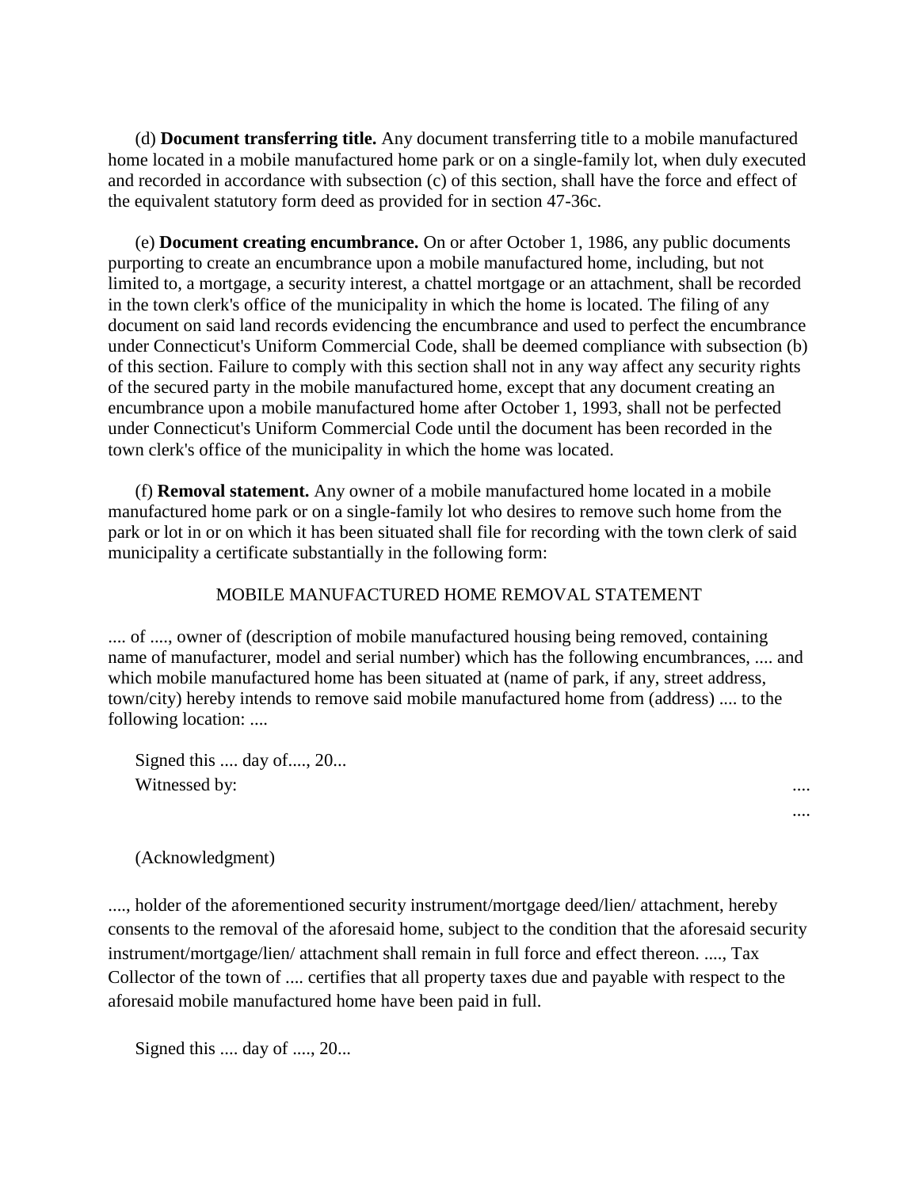(d) **Document transferring title.** Any document transferring title to a mobile manufactured home located in a mobile manufactured home park or on a single-family lot, when duly executed and recorded in accordance with subsection (c) of this section, shall have the force and effect of the equivalent statutory form deed as provided for in section 47-36c.

(e) **Document creating encumbrance.** On or after October 1, 1986, any public documents purporting to create an encumbrance upon a mobile manufactured home, including, but not limited to, a mortgage, a security interest, a chattel mortgage or an attachment, shall be recorded in the town clerk's office of the municipality in which the home is located. The filing of any document on said land records evidencing the encumbrance and used to perfect the encumbrance under Connecticut's Uniform Commercial Code, shall be deemed compliance with subsection (b) of this section. Failure to comply with this section shall not in any way affect any security rights of the secured party in the mobile manufactured home, except that any document creating an encumbrance upon a mobile manufactured home after October 1, 1993, shall not be perfected under Connecticut's Uniform Commercial Code until the document has been recorded in the town clerk's office of the municipality in which the home was located.

(f) **Removal statement.** Any owner of a mobile manufactured home located in a mobile manufactured home park or on a single-family lot who desires to remove such home from the park or lot in or on which it has been situated shall file for recording with the town clerk of said municipality a certificate substantially in the following form:

MOBILE MANUFACTURED HOME REMOVAL STATEMENT

.... of ...., owner of (description of mobile manufactured housing being removed, containing name of manufacturer, model and serial number) which has the following encumbrances, .... and which mobile manufactured home has been situated at (name of park, if any, street address, town/city) hereby intends to remove said mobile manufactured home from (address) .... to the following location: ....

Signed this .... day of...., 20...

Witnessed by: ....

....

(Acknowledgment)

...., holder of the aforementioned security instrument/mortgage deed/lien/ attachment, hereby consents to the removal of the aforesaid home, subject to the condition that the aforesaid security instrument/mortgage/lien/ attachment shall remain in full force and effect thereon. ...., Tax Collector of the town of .... certifies that all property taxes due and payable with respect to the aforesaid mobile manufactured home have been paid in full.

Signed this .... day of ...., 20...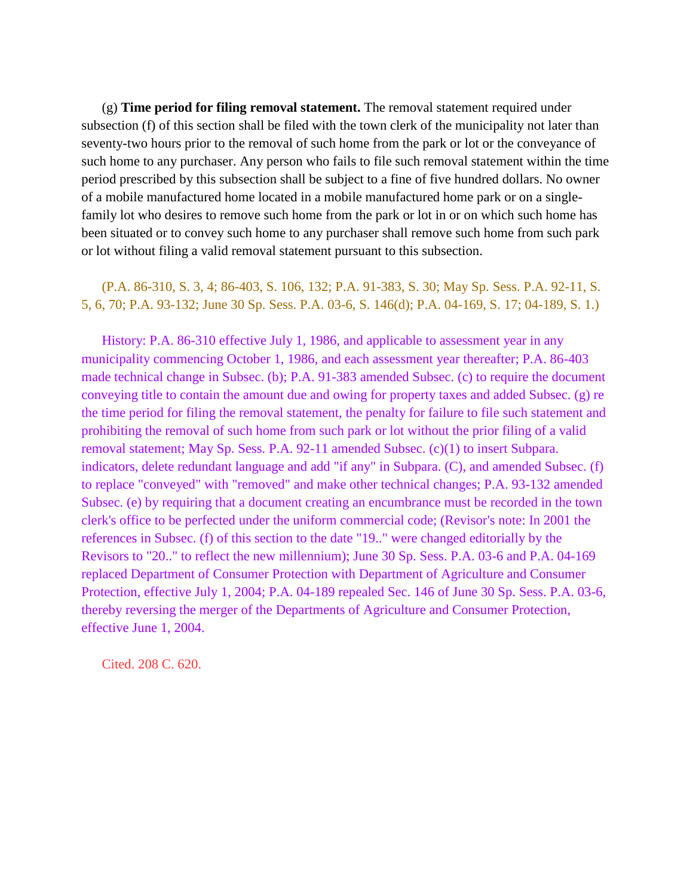(g) **Time period for filing removal statement.** The removal statement required under subsection (f) of this section shall be filed with the town clerk of the municipality not later than seventy-two hours prior to the removal of such home from the park or lot or the conveyance of such home to any purchaser. Any person who fails to file such removal statement within the time period prescribed by this subsection shall be subject to a fine of five hundred dollars. No owner of a mobile manufactured home located in a mobile manufactured home park or on a single-family lot who desires to remove such home from the park or lot in or on which such home has been situated or to convey such home to any purchaser shall remove such home from such park or lot without filing a valid removal statement pursuant to this subsection.

(P.A. 86-310, S. 3, 4; 86-403, S. 106, 132; P.A. 91-383, S. 30; May Sp. Sess. P.A. 92-11, S. 5, 6, 70; P.A. 93-132; June 30 Sp. Sess. P.A. 03-6, S. 146(d); P.A. 04-169, S. 17; 04-189, S. 1.)

History: P.A. 86-310 effective July 1, 1986, and applicable to assessment year in any municipality commencing October 1, 1986, and each assessment year thereafter; P.A. 86-403 made technical change in Subsec. (b); P.A. 91-383 amended Subsec. (c) to require the document conveying title to contain the amount due and owing for property taxes and added Subsec. (g) re the time period for filing the removal statement, the penalty for failure to file such statement and prohibiting the removal of such home from such park or lot without the prior filing of a valid removal statement; May Sp. Sess. P.A. 92-11 amended Subsec. (c)(1) to insert Subpara. indicators, delete redundant language and add "if any" in Subpara. (C), and amended Subsec. (f) to replace "conveyed" with "removed" and make other technical changes; P.A. 93-132 amended Subsec. (e) by requiring that a document creating an encumbrance must be recorded in the town clerk's office to be perfected under the uniform commercial code; (Revisor's note: In 2001 the references in Subsec. (f) of this section to the date "19.." were changed editorially by the Revisors to "20.." to reflect the new millennium); June 30 Sp. Sess. P.A. 03-6 and P.A. 04-169 replaced Department of Consumer Protection with Department of Agriculture and Consumer Protection, effective July 1, 2004; P.A. 04-189 repealed Sec. 146 of June 30 Sp. Sess. P.A. 03-6, thereby reversing the merger of the Departments of Agriculture and Consumer Protection, effective June 1, 2004.

Cited. 208 C. 620.